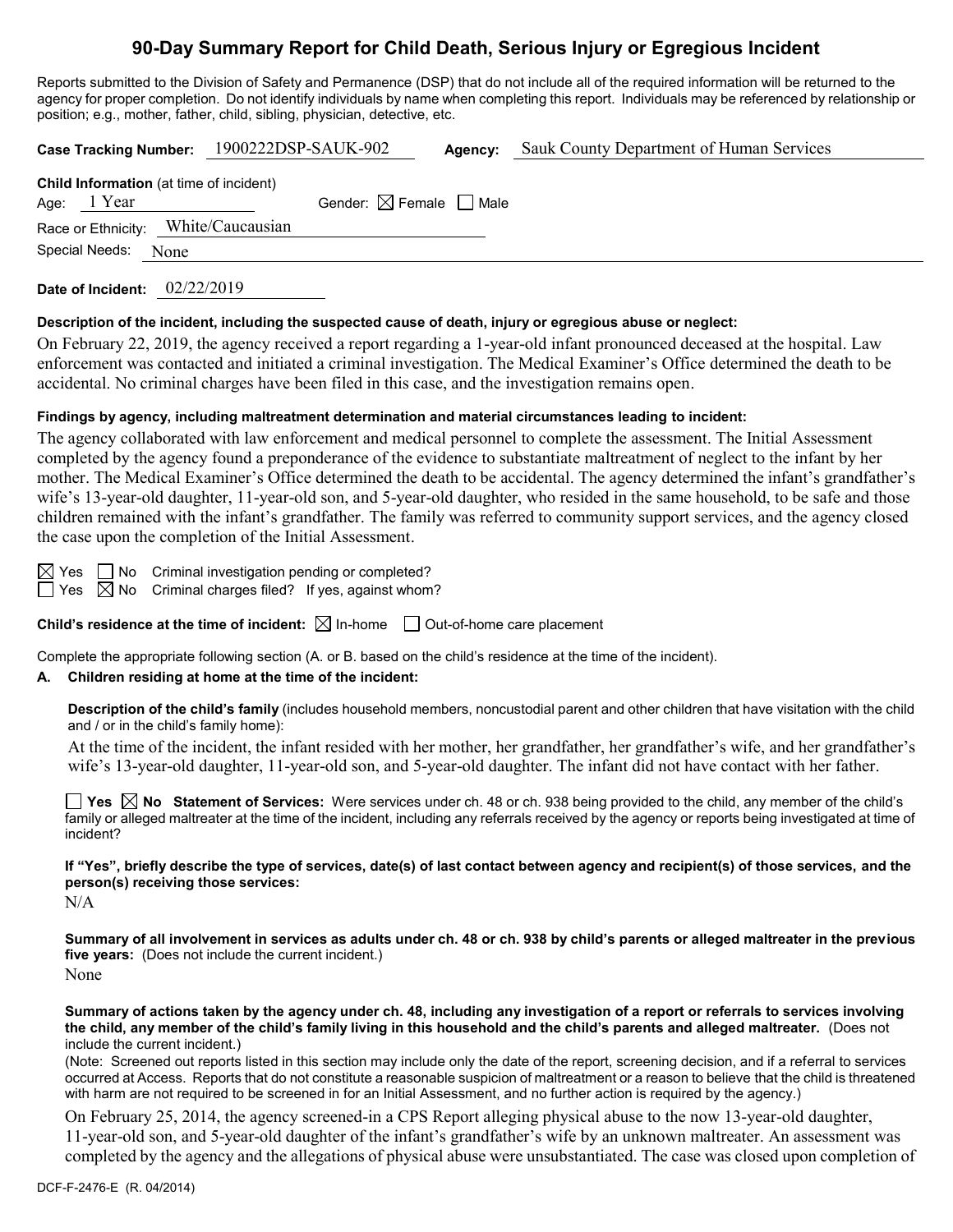# 90-Day Summary Report for Child Death, Serious Injury or Egregious Incident

Reports submitted to the Division of Safety and Permanence (DSP) that do not include all of the required information will be returned to the agency for proper completion. Do not identify individuals by name when completing this report. Individuals may be referenced by relationship or position; e.g., mother, father, child, sibling, physician, detective, etc.

**Case Tracking Number:** 1900222DSP-SAUK-902 **Agency:** Sauk County Department of Human Services

**Child Information** (at time of incident)

Age: 1 Year Gender: ☒ Female ☐ Male

Race or Ethnicity: White/Caucasian

Special Needs: None

**Date of Incident:** 02/22/2019

**Description of the incident, including the suspected cause of death, injury or egregious abuse or neglect:**

On February 22, 2019, the agency received a report regarding a 1-year-old infant pronounced deceased at the hospital. Law enforcement was contacted and initiated a criminal investigation. The Medical Examiner's Office determined the death to be accidental. No criminal charges have been filed in this case, and the investigation remains open.

**Findings by agency, including maltreatment determination and material circumstances leading to incident:**

The agency collaborated with law enforcement and medical personnel to complete the assessment. The Initial Assessment completed by the agency found a preponderance of the evidence to substantiate maltreatment of neglect to the infant by her mother. The Medical Examiner's Office determined the death to be accidental. The agency determined the infant's grandfather's wife's 13-year-old daughter, 11-year-old son, and 5-year-old daughter, who resided in the same household, to be safe and those children remained with the infant's grandfather. The family was referred to community support services, and the agency closed the case upon the completion of the Initial Assessment.

☒ Yes ☐ No Criminal investigation pending or completed?
☐ Yes ☒ No Criminal charges filed? If yes, against whom?

**Child's residence at the time of incident:** ☒ In-home ☐ Out-of-home care placement

Complete the appropriate following section (A. or B. based on the child's residence at the time of the incident).

**A. Children residing at home at the time of the incident:**

**Description of the child's family** (includes household members, noncustodial parent and other children that have visitation with the child and / or in the child's family home):

At the time of the incident, the infant resided with her mother, her grandfather, her grandfather's wife, and her grandfather's wife's 13-year-old daughter, 11-year-old son, and 5-year-old daughter. The infant did not have contact with her father.

☐ **Yes** ☒ **No Statement of Services:** Were services under ch. 48 or ch. 938 being provided to the child, any member of the child's family or alleged maltreater at the time of the incident, including any referrals received by the agency or reports being investigated at time of incident?

**If "Yes", briefly describe the type of services, date(s) of last contact between agency and recipient(s) of those services, and the person(s) receiving those services:**

N/A

**Summary of all involvement in services as adults under ch. 48 or ch. 938 by child's parents or alleged maltreater in the previous five years:** (Does not include the current incident.)

None

**Summary of actions taken by the agency under ch. 48, including any investigation of a report or referrals to services involving the child, any member of the child's family living in this household and the child's parents and alleged maltreater.** (Does not include the current incident.)

(Note: Screened out reports listed in this section may include only the date of the report, screening decision, and if a referral to services occurred at Access. Reports that do not constitute a reasonable suspicion of maltreatment or a reason to believe that the child is threatened with harm are not required to be screened in for an Initial Assessment, and no further action is required by the agency.)

On February 25, 2014, the agency screened-in a CPS Report alleging physical abuse to the now 13-year-old daughter, 11-year-old son, and 5-year-old daughter of the infant's grandfather's wife by an unknown maltreater. An assessment was completed by the agency and the allegations of physical abuse were unsubstantiated. The case was closed upon completion of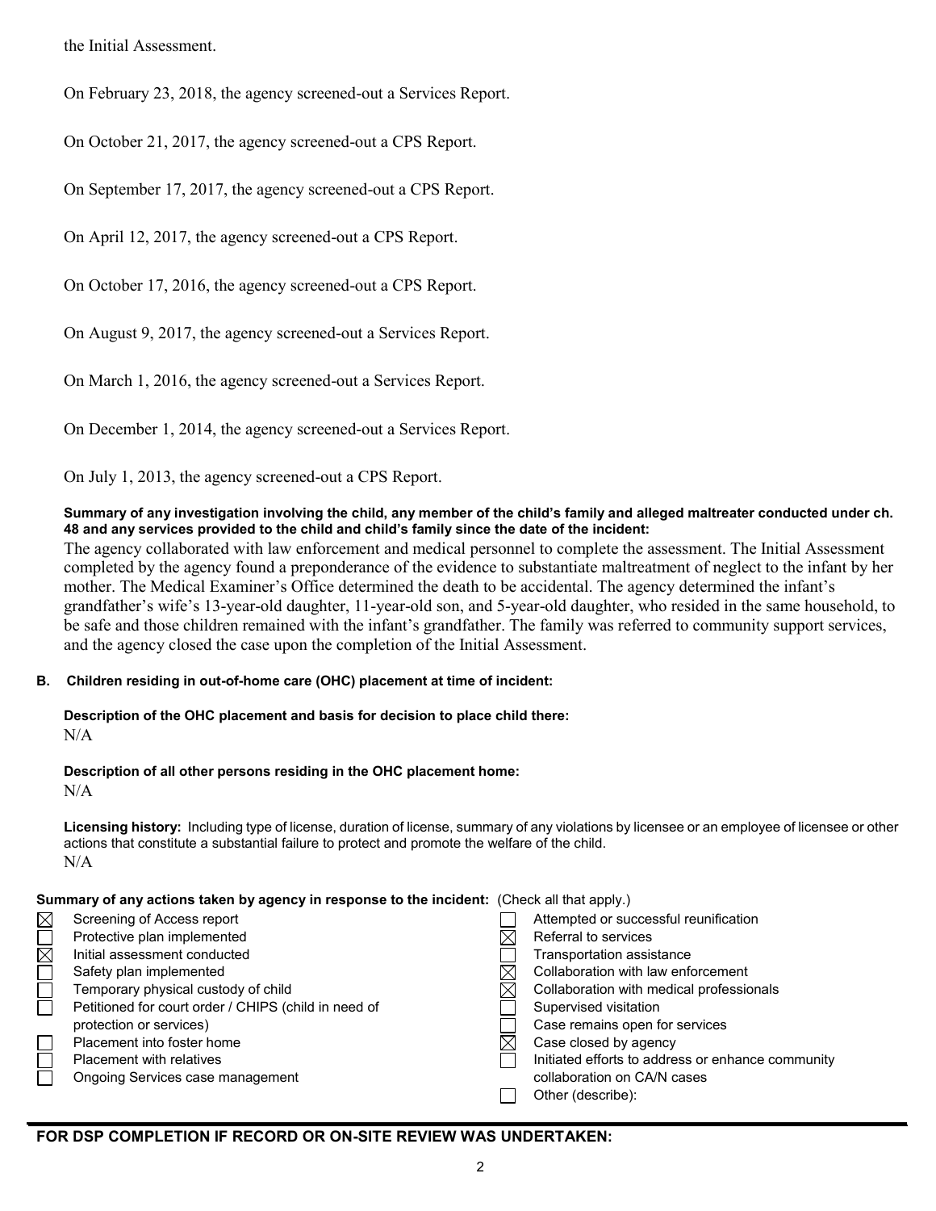the Initial Assessment.

On February 23, 2018, the agency screened-out a Services Report.

On October 21, 2017, the agency screened-out a CPS Report.

On September 17, 2017, the agency screened-out a CPS Report.

On April 12, 2017, the agency screened-out a CPS Report.

On October 17, 2016, the agency screened-out a CPS Report.

On August 9, 2017, the agency screened-out a Services Report.

On March 1, 2016, the agency screened-out a Services Report.

On December 1, 2014, the agency screened-out a Services Report.

On July 1, 2013, the agency screened-out a CPS Report.

**Summary of any investigation involving the child, any member of the child's family and alleged maltreater conducted under ch. 48 and any services provided to the child and child's family since the date of the incident:**

The agency collaborated with law enforcement and medical personnel to complete the assessment. The Initial Assessment completed by the agency found a preponderance of the evidence to substantiate maltreatment of neglect to the infant by her mother. The Medical Examiner's Office determined the death to be accidental. The agency determined the infant's grandfather's wife's 13-year-old daughter, 11-year-old son, and 5-year-old daughter, who resided in the same household, to be safe and those children remained with the infant's grandfather. The family was referred to community support services, and the agency closed the case upon the completion of the Initial Assessment.

**B. Children residing in out-of-home care (OHC) placement at time of incident:**

**Description of the OHC placement and basis for decision to place child there:**
N/A

**Description of all other persons residing in the OHC placement home:**
N/A

**Licensing history:** Including type of license, duration of license, summary of any violations by licensee or an employee of licensee or other actions that constitute a substantial failure to protect and promote the welfare of the child.
N/A

**Summary of any actions taken by agency in response to the incident:** (Check all that apply.)

- [x] Screening of Access report
- [ ] Protective plan implemented
- [x] Initial assessment conducted
- [ ] Safety plan implemented
- [ ] Temporary physical custody of child
- [ ] Petitioned for court order / CHIPS (child in need of protection or services)
- [ ] Placement into foster home
- [ ] Placement with relatives
- [ ] Ongoing Services case management
- [ ] Attempted or successful reunification
- [x] Referral to services
- [ ] Transportation assistance
- [x] Collaboration with law enforcement
- [x] Collaboration with medical professionals
- [ ] Supervised visitation
- [ ] Case remains open for services
- [x] Case closed by agency
- [ ] Initiated efforts to address or enhance community collaboration on CA/N cases
- [ ] Other (describe):

---

**FOR DSP COMPLETION IF RECORD OR ON-SITE REVIEW WAS UNDERTAKEN:**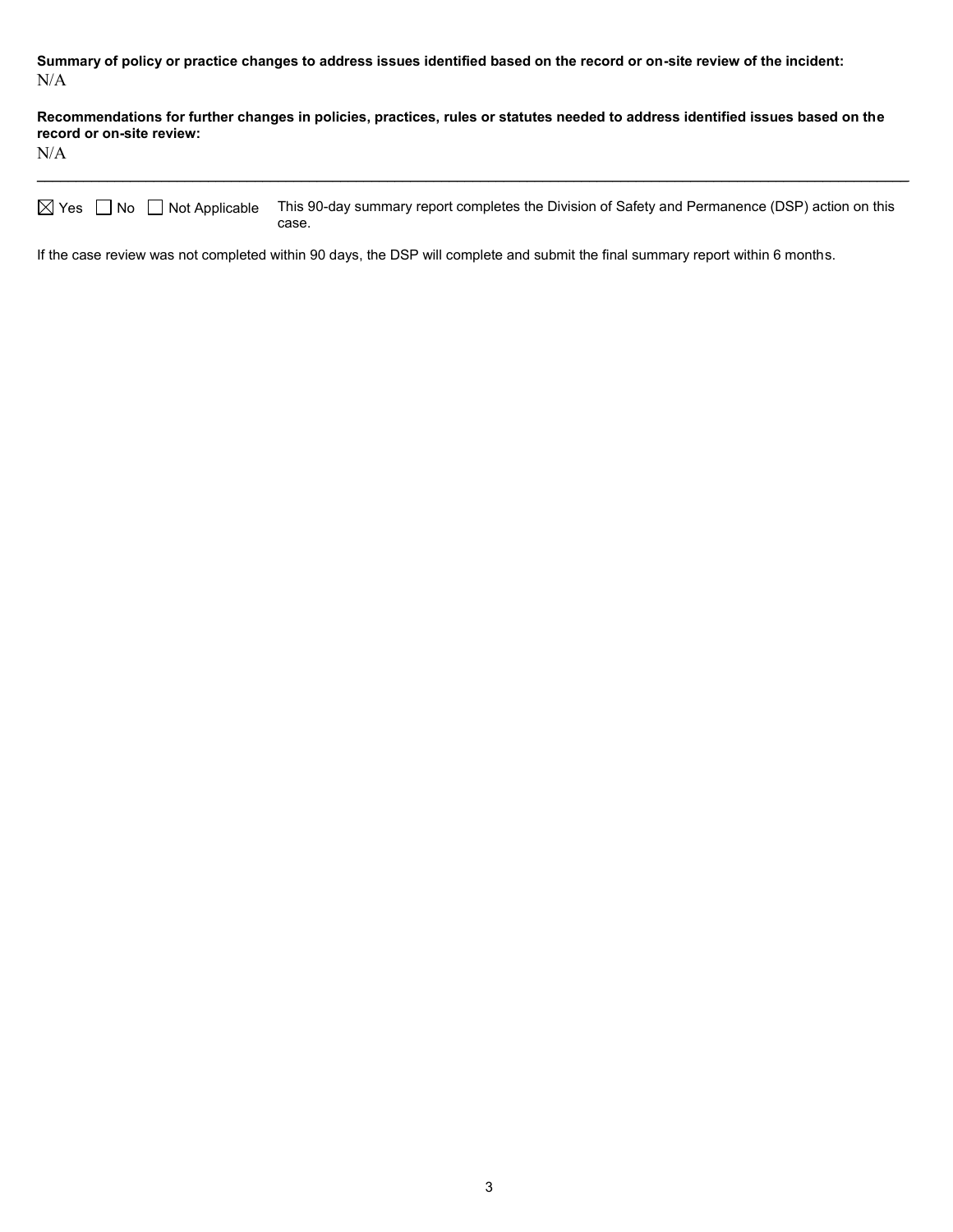**Summary of policy or practice changes to address issues identified based on the record or on-site review of the incident:**
N/A

**Recommendations for further changes in policies, practices, rules or statutes needed to address identified issues based on the record or on-site review:**
N/A

---

☒ Yes ☐ No ☐ Not Applicable This 90-day summary report completes the Division of Safety and Permanence (DSP) action on this case.

If the case review was not completed within 90 days, the DSP will complete and submit the final summary report within 6 months.